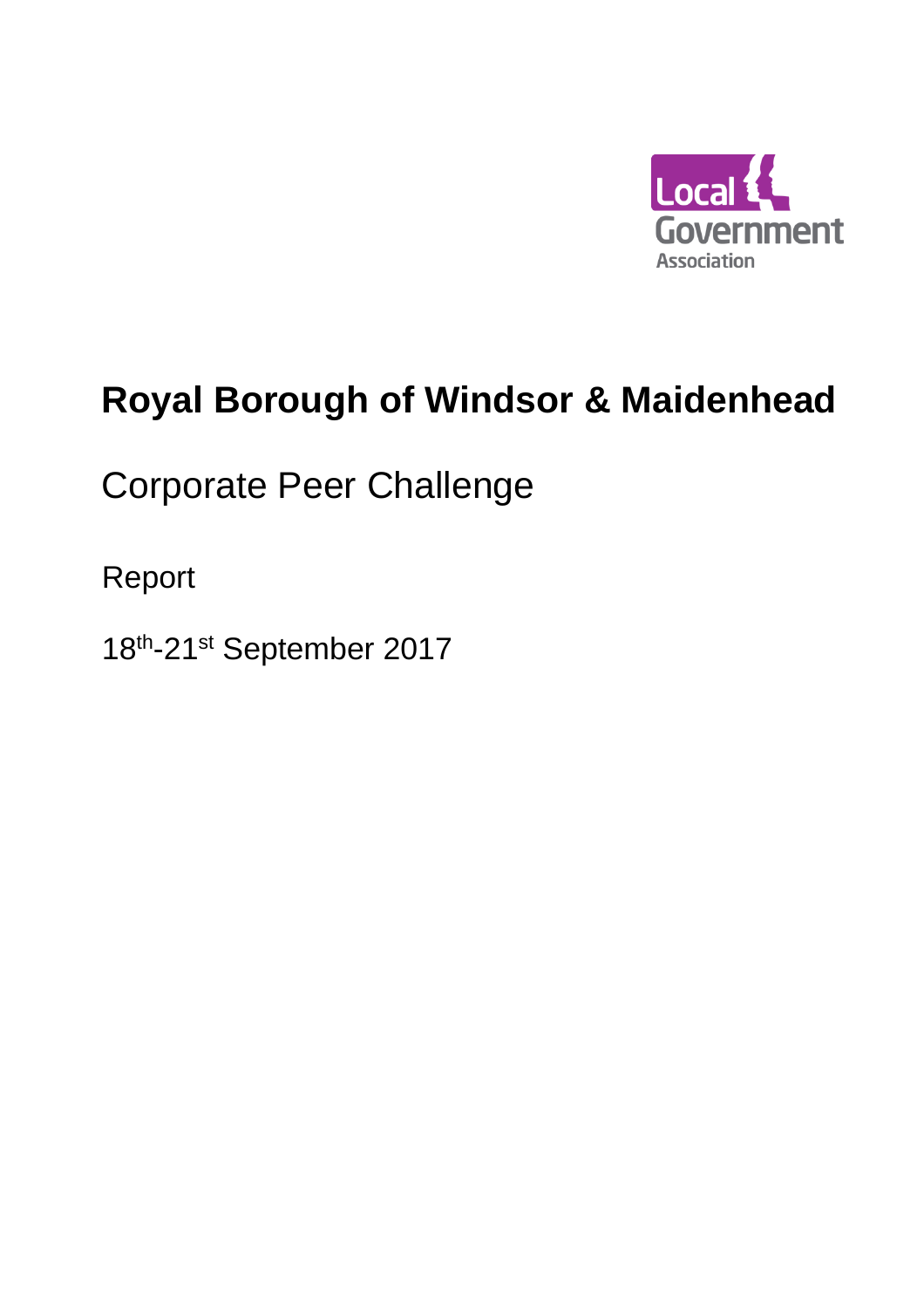Local Government Association

# Royal Borough of Windsor & Maidenhead

## Corporate Peer Challenge

Report

18th-21st September 2017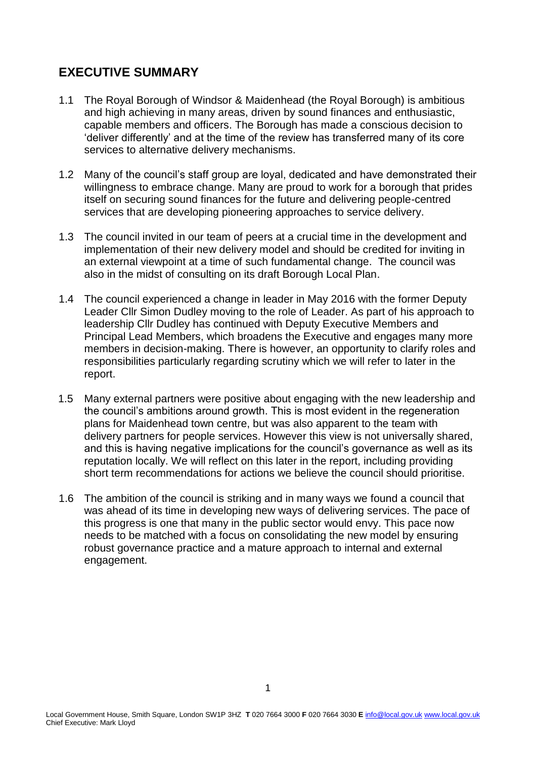## EXECUTIVE SUMMARY

1.1 The Royal Borough of Windsor & Maidenhead (the Royal Borough) is ambitious and high achieving in many areas, driven by sound finances and enthusiastic, capable members and officers. The Borough has made a conscious decision to 'deliver differently' and at the time of the review has transferred many of its core services to alternative delivery mechanisms.

1.2 Many of the council's staff group are loyal, dedicated and have demonstrated their willingness to embrace change. Many are proud to work for a borough that prides itself on securing sound finances for the future and delivering people-centred services that are developing pioneering approaches to service delivery.

1.3 The council invited in our team of peers at a crucial time in the development and implementation of their new delivery model and should be credited for inviting in an external viewpoint at a time of such fundamental change. The council was also in the midst of consulting on its draft Borough Local Plan.

1.4 The council experienced a change in leader in May 2016 with the former Deputy Leader Cllr Simon Dudley moving to the role of Leader. As part of his approach to leadership Cllr Dudley has continued with Deputy Executive Members and Principal Lead Members, which broadens the Executive and engages many more members in decision-making. There is however, an opportunity to clarify roles and responsibilities particularly regarding scrutiny which we will refer to later in the report.

1.5 Many external partners were positive about engaging with the new leadership and the council's ambitions around growth. This is most evident in the regeneration plans for Maidenhead town centre, but was also apparent to the team with delivery partners for people services. However this view is not universally shared, and this is having negative implications for the council's governance as well as its reputation locally. We will reflect on this later in the report, including providing short term recommendations for actions we believe the council should prioritise.

1.6 The ambition of the council is striking and in many ways we found a council that was ahead of its time in developing new ways of delivering services. The pace of this progress is one that many in the public sector would envy. This pace now needs to be matched with a focus on consolidating the new model by ensuring robust governance practice and a mature approach to internal and external engagement.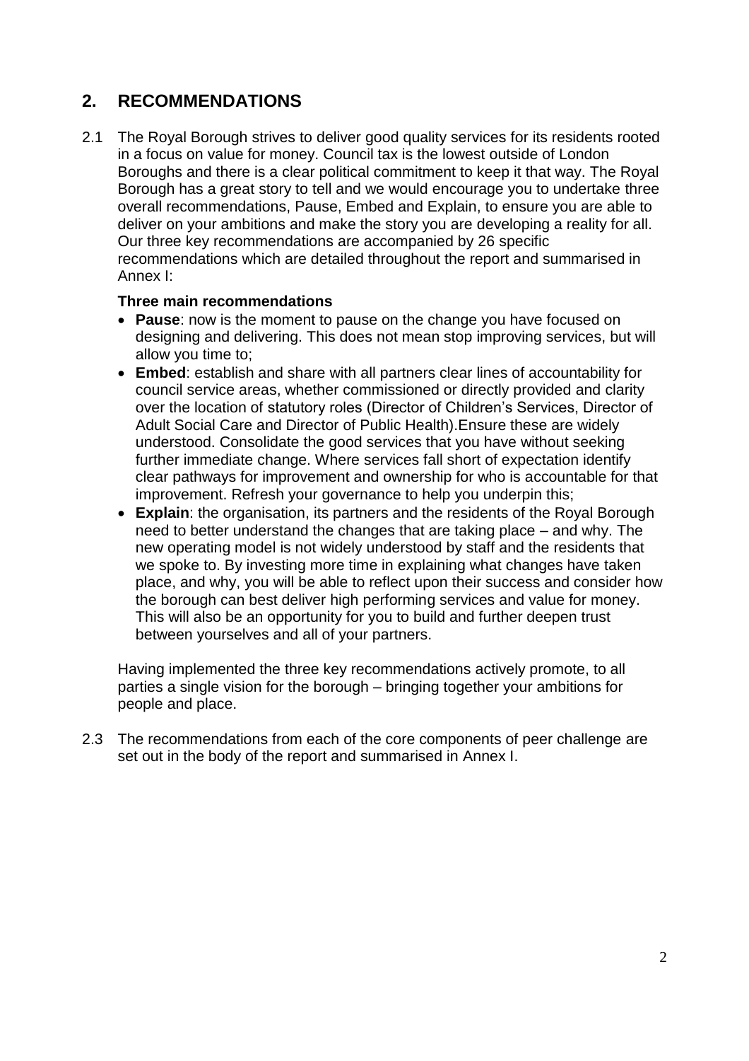## 2. RECOMMENDATIONS

2.1 The Royal Borough strives to deliver good quality services for its residents rooted in a focus on value for money. Council tax is the lowest outside of London Boroughs and there is a clear political commitment to keep it that way. The Royal Borough has a great story to tell and we would encourage you to undertake three overall recommendations, Pause, Embed and Explain, to ensure you are able to deliver on your ambitions and make the story you are developing a reality for all. Our three key recommendations are accompanied by 26 specific recommendations which are detailed throughout the report and summarised in Annex I:

**Three main recommendations**

- **Pause**: now is the moment to pause on the change you have focused on designing and delivering. This does not mean stop improving services, but will allow you time to;
- **Embed**: establish and share with all partners clear lines of accountability for council service areas, whether commissioned or directly provided and clarity over the location of statutory roles (Director of Children's Services, Director of Adult Social Care and Director of Public Health).Ensure these are widely understood. Consolidate the good services that you have without seeking further immediate change. Where services fall short of expectation identify clear pathways for improvement and ownership for who is accountable for that improvement. Refresh your governance to help you underpin this;
- **Explain**: the organisation, its partners and the residents of the Royal Borough need to better understand the changes that are taking place – and why. The new operating model is not widely understood by staff and the residents that we spoke to. By investing more time in explaining what changes have taken place, and why, you will be able to reflect upon their success and consider how the borough can best deliver high performing services and value for money. This will also be an opportunity for you to build and further deepen trust between yourselves and all of your partners.

Having implemented the three key recommendations actively promote, to all parties a single vision for the borough – bringing together your ambitions for people and place.

2.3 The recommendations from each of the core components of peer challenge are set out in the body of the report and summarised in Annex I.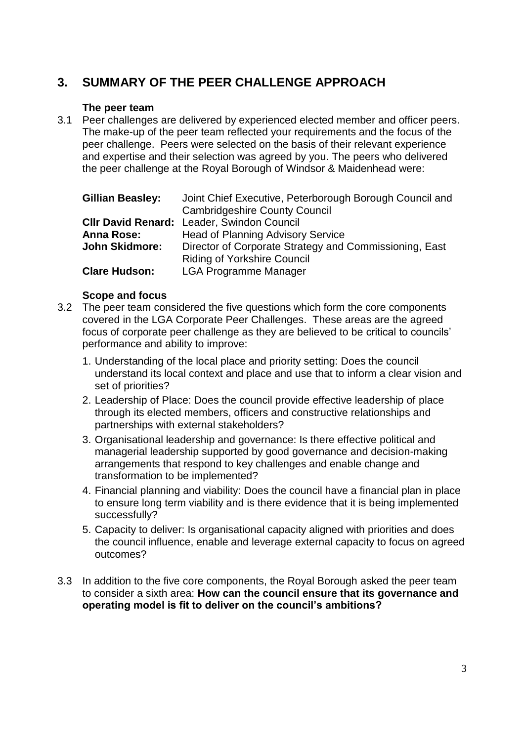## 3. SUMMARY OF THE PEER CHALLENGE APPROACH

### The peer team

3.1 Peer challenges are delivered by experienced elected member and officer peers. The make-up of the peer team reflected your requirements and the focus of the peer challenge. Peers were selected on the basis of their relevant experience and expertise and their selection was agreed by you. The peers who delivered the peer challenge at the Royal Borough of Windsor & Maidenhead were:

| | |
|---|---|
| **Gillian Beasley:** | Joint Chief Executive, Peterborough Borough Council and Cambridgeshire County Council |
| **Cllr David Renard:** | Leader, Swindon Council |
| **Anna Rose:** | Head of Planning Advisory Service |
| **John Skidmore:** | Director of Corporate Strategy and Commissioning, East Riding of Yorkshire Council |
| **Clare Hudson:** | LGA Programme Manager |

### Scope and focus

3.2 The peer team considered the five questions which form the core components covered in the LGA Corporate Peer Challenges. These areas are the agreed focus of corporate peer challenge as they are believed to be critical to councils' performance and ability to improve:

1. Understanding of the local place and priority setting: Does the council understand its local context and place and use that to inform a clear vision and set of priorities?
2. Leadership of Place: Does the council provide effective leadership of place through its elected members, officers and constructive relationships and partnerships with external stakeholders?
3. Organisational leadership and governance: Is there effective political and managerial leadership supported by good governance and decision-making arrangements that respond to key challenges and enable change and transformation to be implemented?
4. Financial planning and viability: Does the council have a financial plan in place to ensure long term viability and is there evidence that it is being implemented successfully?
5. Capacity to deliver: Is organisational capacity aligned with priorities and does the council influence, enable and leverage external capacity to focus on agreed outcomes?

3.3 In addition to the five core components, the Royal Borough asked the peer team to consider a sixth area: **How can the council ensure that its governance and operating model is fit to deliver on the council's ambitions?**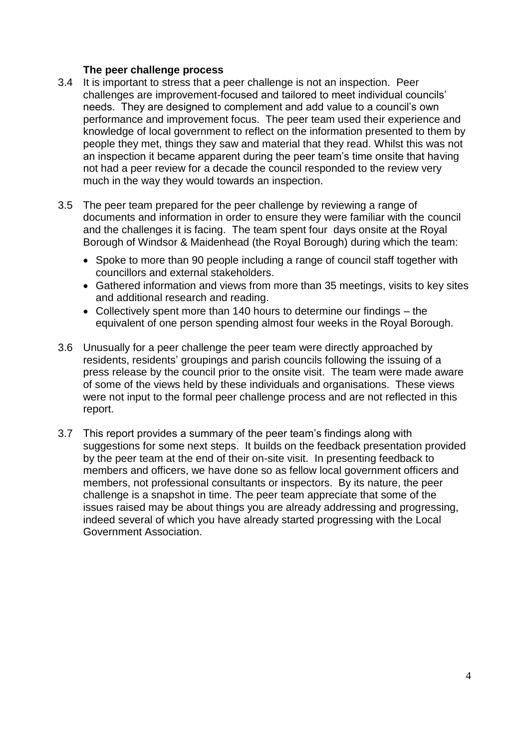### The peer challenge process

3.4 It is important to stress that a peer challenge is not an inspection. Peer challenges are improvement-focused and tailored to meet individual councils' needs. They are designed to complement and add value to a council's own performance and improvement focus. The peer team used their experience and knowledge of local government to reflect on the information presented to them by people they met, things they saw and material that they read. Whilst this was not an inspection it became apparent during the peer team's time onsite that having not had a peer review for a decade the council responded to the review very much in the way they would towards an inspection.

3.5 The peer team prepared for the peer challenge by reviewing a range of documents and information in order to ensure they were familiar with the council and the challenges it is facing. The team spent four days onsite at the Royal Borough of Windsor & Maidenhead (the Royal Borough) during which the team:

- Spoke to more than 90 people including a range of council staff together with councillors and external stakeholders.
- Gathered information and views from more than 35 meetings, visits to key sites and additional research and reading.
- Collectively spent more than 140 hours to determine our findings – the equivalent of one person spending almost four weeks in the Royal Borough.

3.6 Unusually for a peer challenge the peer team were directly approached by residents, residents' groupings and parish councils following the issuing of a press release by the council prior to the onsite visit. The team were made aware of some of the views held by these individuals and organisations. These views were not input to the formal peer challenge process and are not reflected in this report.

3.7 This report provides a summary of the peer team's findings along with suggestions for some next steps. It builds on the feedback presentation provided by the peer team at the end of their on-site visit. In presenting feedback to members and officers, we have done so as fellow local government officers and members, not professional consultants or inspectors. By its nature, the peer challenge is a snapshot in time. The peer team appreciate that some of the issues raised may be about things you are already addressing and progressing, indeed several of which you have already started progressing with the Local Government Association.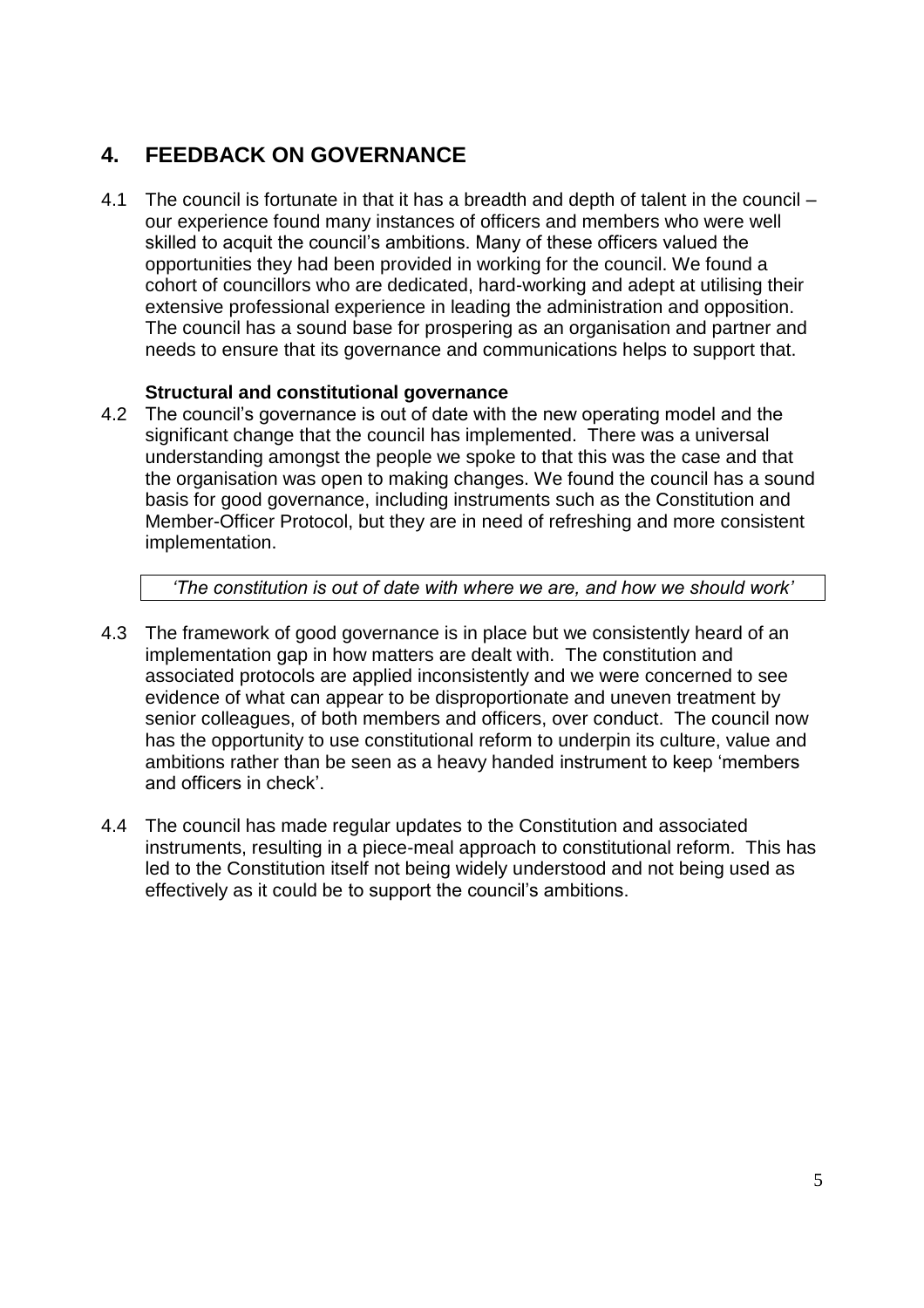## 4. FEEDBACK ON GOVERNANCE

4.1 The council is fortunate in that it has a breadth and depth of talent in the council – our experience found many instances of officers and members who were well skilled to acquit the council's ambitions. Many of these officers valued the opportunities they had been provided in working for the council. We found a cohort of councillors who are dedicated, hard-working and adept at utilising their extensive professional experience in leading the administration and opposition. The council has a sound base for prospering as an organisation and partner and needs to ensure that its governance and communications helps to support that.

**Structural and constitutional governance**

4.2 The council's governance is out of date with the new operating model and the significant change that the council has implemented. There was a universal understanding amongst the people we spoke to that this was the case and that the organisation was open to making changes. We found the council has a sound basis for good governance, including instruments such as the Constitution and Member-Officer Protocol, but they are in need of refreshing and more consistent implementation.

> *'The constitution is out of date with where we are, and how we should work'*

4.3 The framework of good governance is in place but we consistently heard of an implementation gap in how matters are dealt with. The constitution and associated protocols are applied inconsistently and we were concerned to see evidence of what can appear to be disproportionate and uneven treatment by senior colleagues, of both members and officers, over conduct. The council now has the opportunity to use constitutional reform to underpin its culture, value and ambitions rather than be seen as a heavy handed instrument to keep 'members and officers in check'.

4.4 The council has made regular updates to the Constitution and associated instruments, resulting in a piece-meal approach to constitutional reform. This has led to the Constitution itself not being widely understood and not being used as effectively as it could be to support the council's ambitions.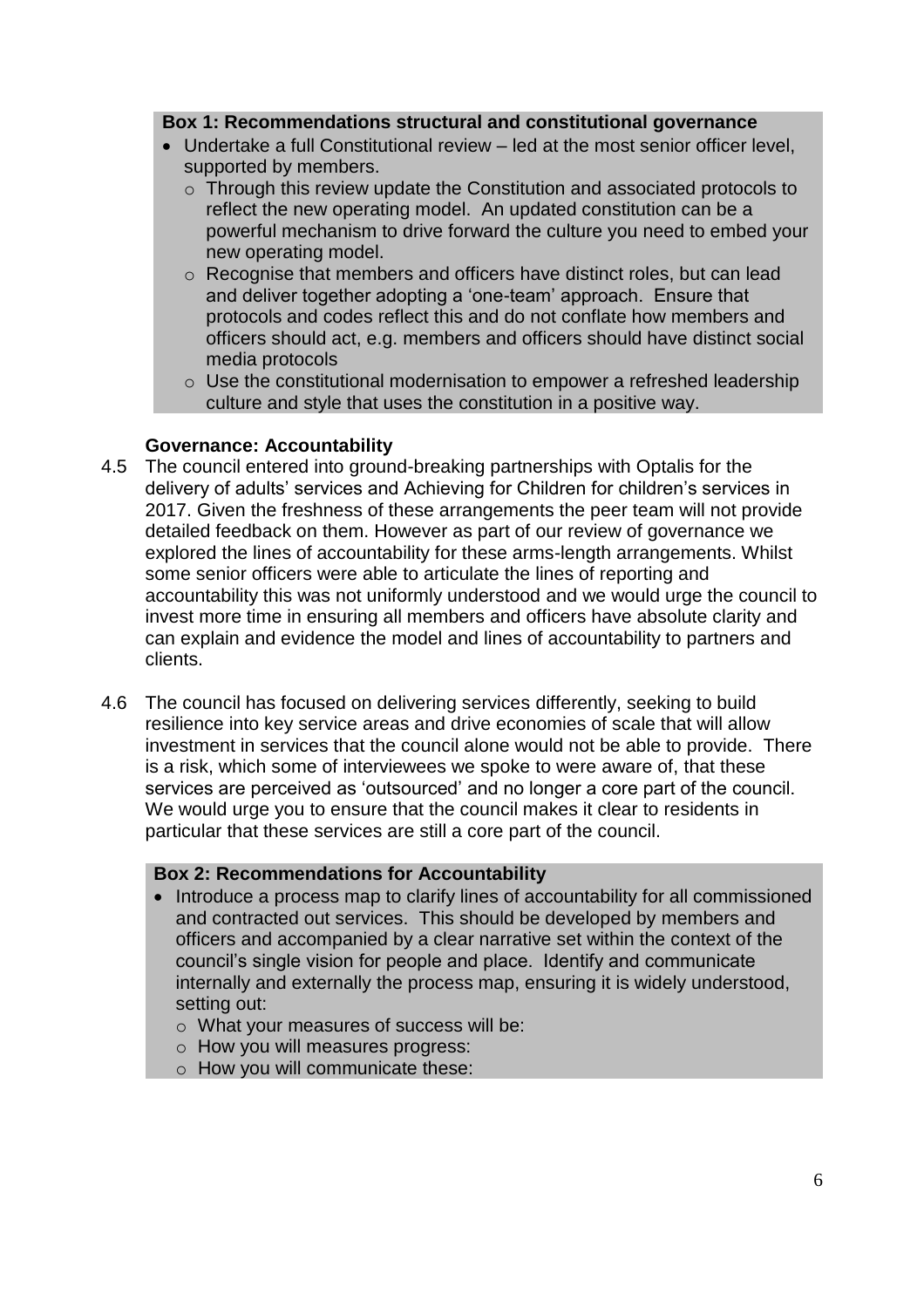**Box 1: Recommendations structural and constitutional governance**

- Undertake a full Constitutional review – led at the most senior officer level, supported by members.
  - Through this review update the Constitution and associated protocols to reflect the new operating model. An updated constitution can be a powerful mechanism to drive forward the culture you need to embed your new operating model.
  - Recognise that members and officers have distinct roles, but can lead and deliver together adopting a 'one-team' approach. Ensure that protocols and codes reflect this and do not conflate how members and officers should act, e.g. members and officers should have distinct social media protocols
  - Use the constitutional modernisation to empower a refreshed leadership culture and style that uses the constitution in a positive way.

**Governance: Accountability**

4.5 The council entered into ground-breaking partnerships with Optalis for the delivery of adults' services and Achieving for Children for children's services in 2017. Given the freshness of these arrangements the peer team will not provide detailed feedback on them. However as part of our review of governance we explored the lines of accountability for these arms-length arrangements. Whilst some senior officers were able to articulate the lines of reporting and accountability this was not uniformly understood and we would urge the council to invest more time in ensuring all members and officers have absolute clarity and can explain and evidence the model and lines of accountability to partners and clients.

4.6 The council has focused on delivering services differently, seeking to build resilience into key service areas and drive economies of scale that will allow investment in services that the council alone would not be able to provide. There is a risk, which some of interviewees we spoke to were aware of, that these services are perceived as 'outsourced' and no longer a core part of the council. We would urge you to ensure that the council makes it clear to residents in particular that these services are still a core part of the council.

**Box 2: Recommendations for Accountability**

- Introduce a process map to clarify lines of accountability for all commissioned and contracted out services. This should be developed by members and officers and accompanied by a clear narrative set within the context of the council's single vision for people and place. Identify and communicate internally and externally the process map, ensuring it is widely understood, setting out:
  - What your measures of success will be:
  - How you will measures progress:
  - How you will communicate these: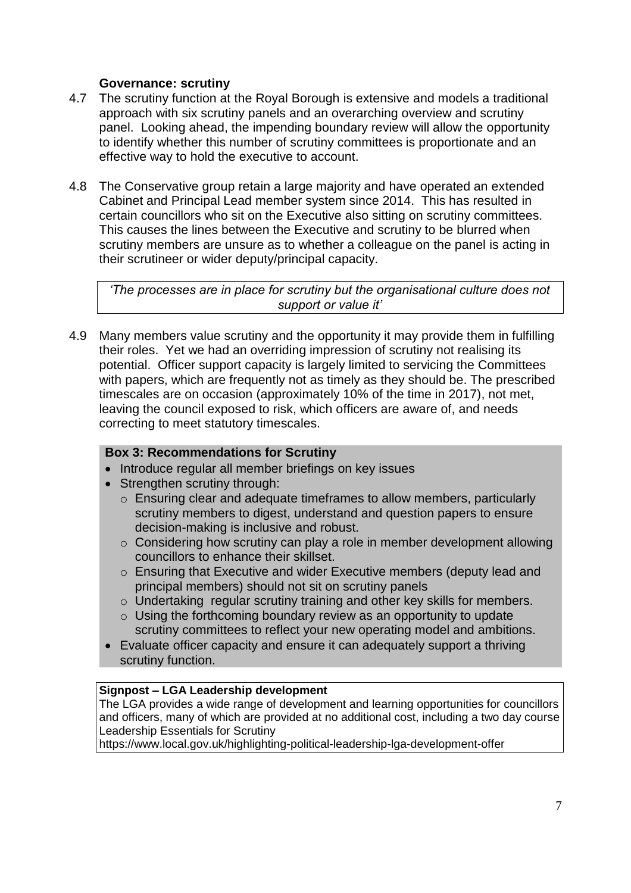### Governance: scrutiny

4.7 The scrutiny function at the Royal Borough is extensive and models a traditional approach with six scrutiny panels and an overarching overview and scrutiny panel. Looking ahead, the impending boundary review will allow the opportunity to identify whether this number of scrutiny committees is proportionate and an effective way to hold the executive to account.

4.8 The Conservative group retain a large majority and have operated an extended Cabinet and Principal Lead member system since 2014. This has resulted in certain councillors who sit on the Executive also sitting on scrutiny committees. This causes the lines between the Executive and scrutiny to be blurred when scrutiny members are unsure as to whether a colleague on the panel is acting in their scrutineer or wider deputy/principal capacity.

> *'The processes are in place for scrutiny but the organisational culture does not support or value it'*

4.9 Many members value scrutiny and the opportunity it may provide them in fulfilling their roles. Yet we had an overriding impression of scrutiny not realising its potential. Officer support capacity is largely limited to servicing the Committees with papers, which are frequently not as timely as they should be. The prescribed timescales are on occasion (approximately 10% of the time in 2017), not met, leaving the council exposed to risk, which officers are aware of, and needs correcting to meet statutory timescales.

**Box 3: Recommendations for Scrutiny**

- Introduce regular all member briefings on key issues
- Strengthen scrutiny through:
  - Ensuring clear and adequate timeframes to allow members, particularly scrutiny members to digest, understand and question papers to ensure decision-making is inclusive and robust.
  - Considering how scrutiny can play a role in member development allowing councillors to enhance their skillset.
  - Ensuring that Executive and wider Executive members (deputy lead and principal members) should not sit on scrutiny panels
  - Undertaking regular scrutiny training and other key skills for members.
  - Using the forthcoming boundary review as an opportunity to update scrutiny committees to reflect your new operating model and ambitions.
- Evaluate officer capacity and ensure it can adequately support a thriving scrutiny function.

**Signpost – LGA Leadership development**

The LGA provides a wide range of development and learning opportunities for councillors and officers, many of which are provided at no additional cost, including a two day course Leadership Essentials for Scrutiny

https://www.local.gov.uk/highlighting-political-leadership-lga-development-offer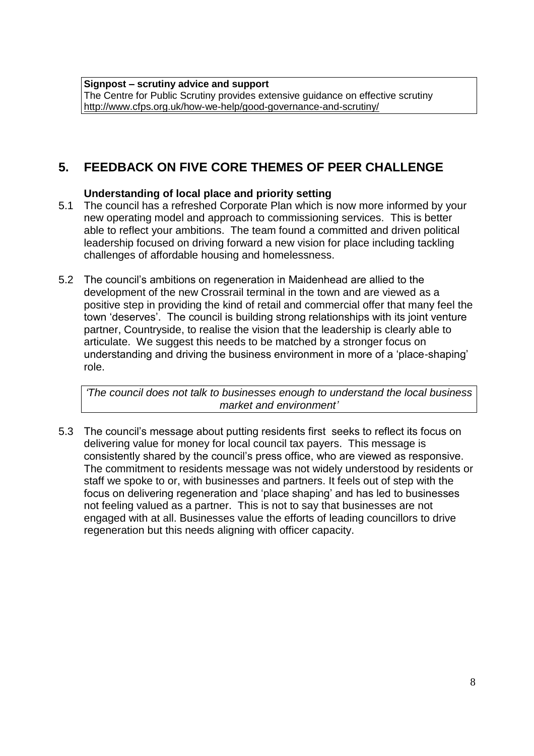**Signpost – scrutiny advice and support**
The Centre for Public Scrutiny provides extensive guidance on effective scrutiny
http://www.cfps.org.uk/how-we-help/good-governance-and-scrutiny/

# 5. FEEDBACK ON FIVE CORE THEMES OF PEER CHALLENGE

### Understanding of local place and priority setting

5.1 The council has a refreshed Corporate Plan which is now more informed by your new operating model and approach to commissioning services. This is better able to reflect your ambitions. The team found a committed and driven political leadership focused on driving forward a new vision for place including tackling challenges of affordable housing and homelessness.

5.2 The council's ambitions on regeneration in Maidenhead are allied to the development of the new Crossrail terminal in the town and are viewed as a positive step in providing the kind of retail and commercial offer that many feel the town 'deserves'. The council is building strong relationships with its joint venture partner, Countryside, to realise the vision that the leadership is clearly able to articulate. We suggest this needs to be matched by a stronger focus on understanding and driving the business environment in more of a 'place-shaping' role.

*'The council does not talk to businesses enough to understand the local business market and environment'*

5.3 The council's message about putting residents first seeks to reflect its focus on delivering value for money for local council tax payers. This message is consistently shared by the council's press office, who are viewed as responsive. The commitment to residents message was not widely understood by residents or staff we spoke to or, with businesses and partners. It feels out of step with the focus on delivering regeneration and 'place shaping' and has led to businesses not feeling valued as a partner. This is not to say that businesses are not engaged with at all. Businesses value the efforts of leading councillors to drive regeneration but this needs aligning with officer capacity.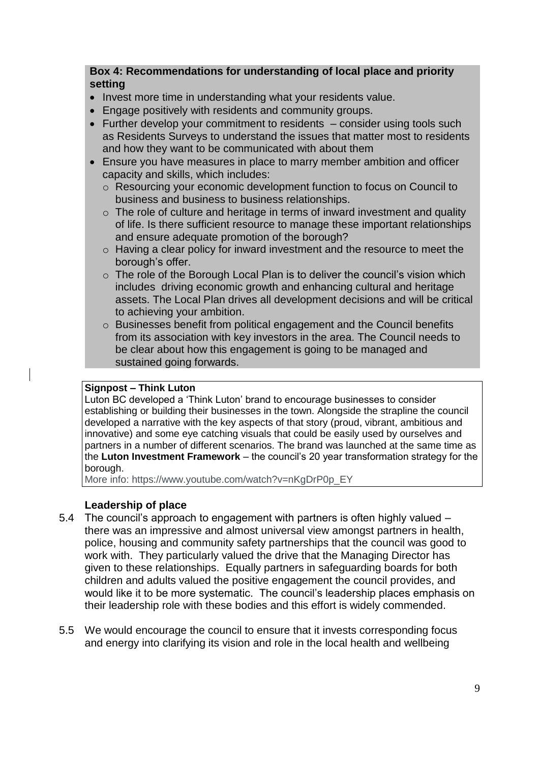**Box 4: Recommendations for understanding of local place and priority setting**

- Invest more time in understanding what your residents value.
- Engage positively with residents and community groups.
- Further develop your commitment to residents – consider using tools such as Residents Surveys to understand the issues that matter most to residents and how they want to be communicated with about them
- Ensure you have measures in place to marry member ambition and officer capacity and skills, which includes:
  - Resourcing your economic development function to focus on Council to business and business to business relationships.
  - The role of culture and heritage in terms of inward investment and quality of life. Is there sufficient resource to manage these important relationships and ensure adequate promotion of the borough?
  - Having a clear policy for inward investment and the resource to meet the borough's offer.
  - The role of the Borough Local Plan is to deliver the council's vision which includes driving economic growth and enhancing cultural and heritage assets. The Local Plan drives all development decisions and will be critical to achieving your ambition.
  - Businesses benefit from political engagement and the Council benefits from its association with key investors in the area. The Council needs to be clear about how this engagement is going to be managed and sustained going forwards.

**Signpost – Think Luton**

Luton BC developed a 'Think Luton' brand to encourage businesses to consider establishing or building their businesses in the town. Alongside the strapline the council developed a narrative with the key aspects of that story (proud, vibrant, ambitious and innovative) and some eye catching visuals that could be easily used by ourselves and partners in a number of different scenarios. The brand was launched at the same time as the **Luton Investment Framework** – the council's 20 year transformation strategy for the borough.

More info: https://www.youtube.com/watch?v=nKgDrP0p_EY

### Leadership of place

5.4 The council's approach to engagement with partners is often highly valued – there was an impressive and almost universal view amongst partners in health, police, housing and community safety partnerships that the council was good to work with. They particularly valued the drive that the Managing Director has given to these relationships. Equally partners in safeguarding boards for both children and adults valued the positive engagement the council provides, and would like it to be more systematic. The council's leadership places emphasis on their leadership role with these bodies and this effort is widely commended.

5.5 We would encourage the council to ensure that it invests corresponding focus and energy into clarifying its vision and role in the local health and wellbeing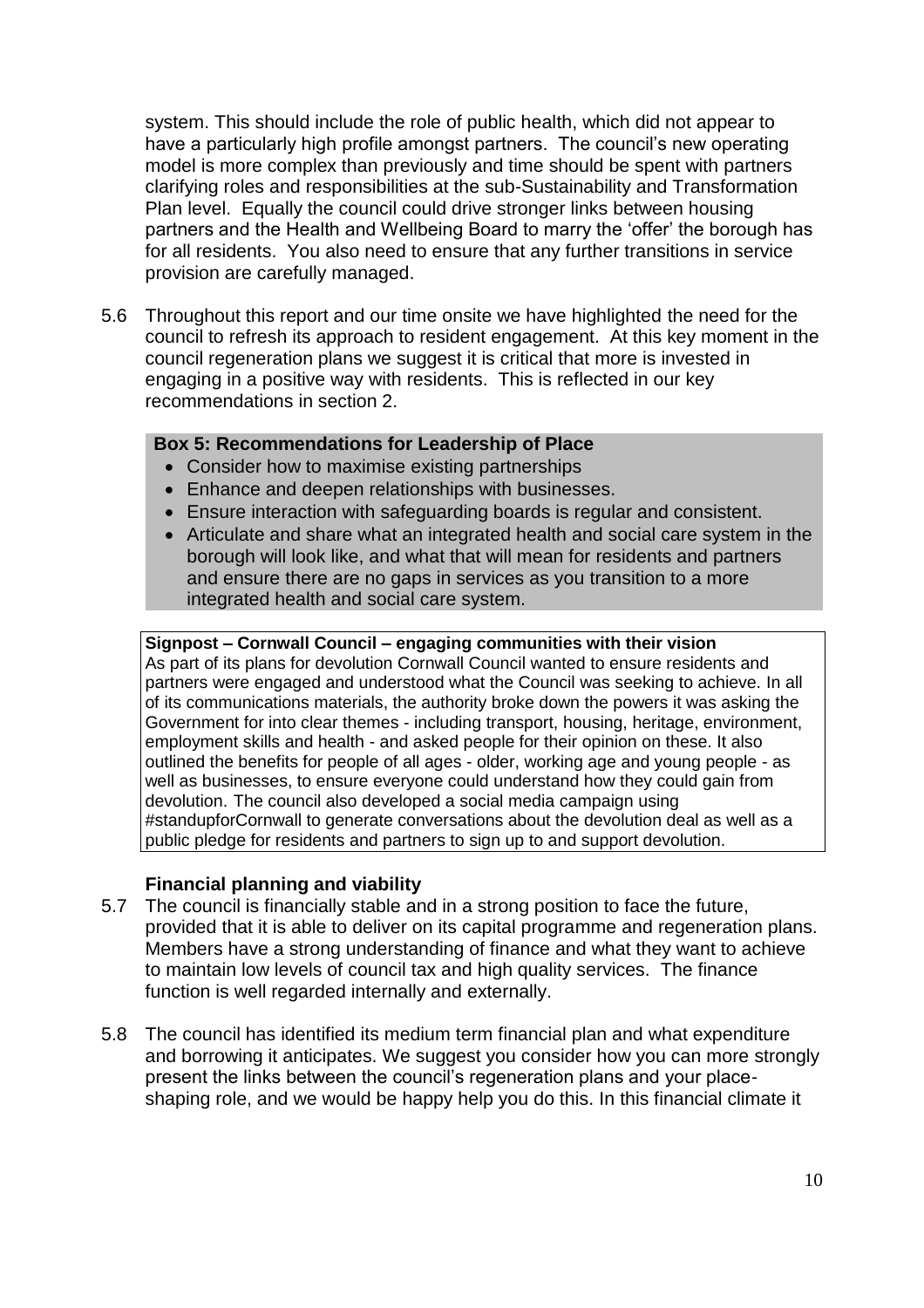system. This should include the role of public health, which did not appear to have a particularly high profile amongst partners. The council's new operating model is more complex than previously and time should be spent with partners clarifying roles and responsibilities at the sub-Sustainability and Transformation Plan level. Equally the council could drive stronger links between housing partners and the Health and Wellbeing Board to marry the 'offer' the borough has for all residents. You also need to ensure that any further transitions in service provision are carefully managed.

5.6 Throughout this report and our time onsite we have highlighted the need for the council to refresh its approach to resident engagement. At this key moment in the council regeneration plans we suggest it is critical that more is invested in engaging in a positive way with residents. This is reflected in our key recommendations in section 2.

**Box 5: Recommendations for Leadership of Place**

- Consider how to maximise existing partnerships
- Enhance and deepen relationships with businesses.
- Ensure interaction with safeguarding boards is regular and consistent.
- Articulate and share what an integrated health and social care system in the borough will look like, and what that will mean for residents and partners and ensure there are no gaps in services as you transition to a more integrated health and social care system.

**Signpost – Cornwall Council – engaging communities with their vision**
As part of its plans for devolution Cornwall Council wanted to ensure residents and partners were engaged and understood what the Council was seeking to achieve. In all of its communications materials, the authority broke down the powers it was asking the Government for into clear themes - including transport, housing, heritage, environment, employment skills and health - and asked people for their opinion on these. It also outlined the benefits for people of all ages - older, working age and young people - as well as businesses, to ensure everyone could understand how they could gain from devolution. The council also developed a social media campaign using #standupforCornwall to generate conversations about the devolution deal as well as a public pledge for residents and partners to sign up to and support devolution.

### Financial planning and viability

5.7 The council is financially stable and in a strong position to face the future, provided that it is able to deliver on its capital programme and regeneration plans. Members have a strong understanding of finance and what they want to achieve to maintain low levels of council tax and high quality services. The finance function is well regarded internally and externally.

5.8 The council has identified its medium term financial plan and what expenditure and borrowing it anticipates. We suggest you consider how you can more strongly present the links between the council's regeneration plans and your place-shaping role, and we would be happy help you do this. In this financial climate it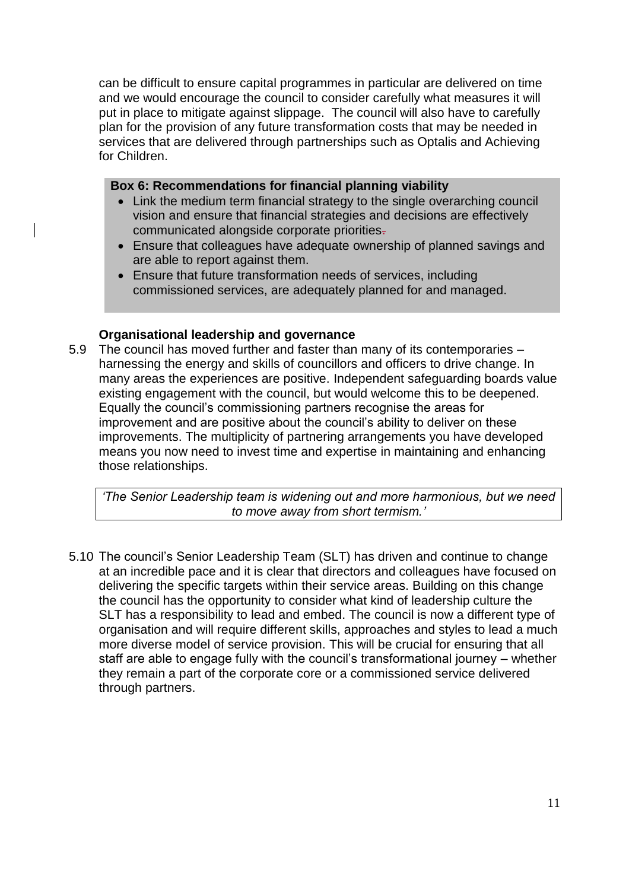can be difficult to ensure capital programmes in particular are delivered on time and we would encourage the council to consider carefully what measures it will put in place to mitigate against slippage. The council will also have to carefully plan for the provision of any future transformation costs that may be needed in services that are delivered through partnerships such as Optalis and Achieving for Children.

**Box 6: Recommendations for financial planning viability**

- Link the medium term financial strategy to the single overarching council vision and ensure that financial strategies and decisions are effectively communicated alongside corporate priorities.
- Ensure that colleagues have adequate ownership of planned savings and are able to report against them.
- Ensure that future transformation needs of services, including commissioned services, are adequately planned for and managed.

### Organisational leadership and governance

5.9 The council has moved further and faster than many of its contemporaries – harnessing the energy and skills of councillors and officers to drive change. In many areas the experiences are positive. Independent safeguarding boards value existing engagement with the council, but would welcome this to be deepened. Equally the council's commissioning partners recognise the areas for improvement and are positive about the council's ability to deliver on these improvements. The multiplicity of partnering arrangements you have developed means you now need to invest time and expertise in maintaining and enhancing those relationships.

> *'The Senior Leadership team is widening out and more harmonious, but we need to move away from short termism.'*

5.10 The council's Senior Leadership Team (SLT) has driven and continue to change at an incredible pace and it is clear that directors and colleagues have focused on delivering the specific targets within their service areas. Building on this change the council has the opportunity to consider what kind of leadership culture the SLT has a responsibility to lead and embed. The council is now a different type of organisation and will require different skills, approaches and styles to lead a much more diverse model of service provision. This will be crucial for ensuring that all staff are able to engage fully with the council's transformational journey – whether they remain a part of the corporate core or a commissioned service delivered through partners.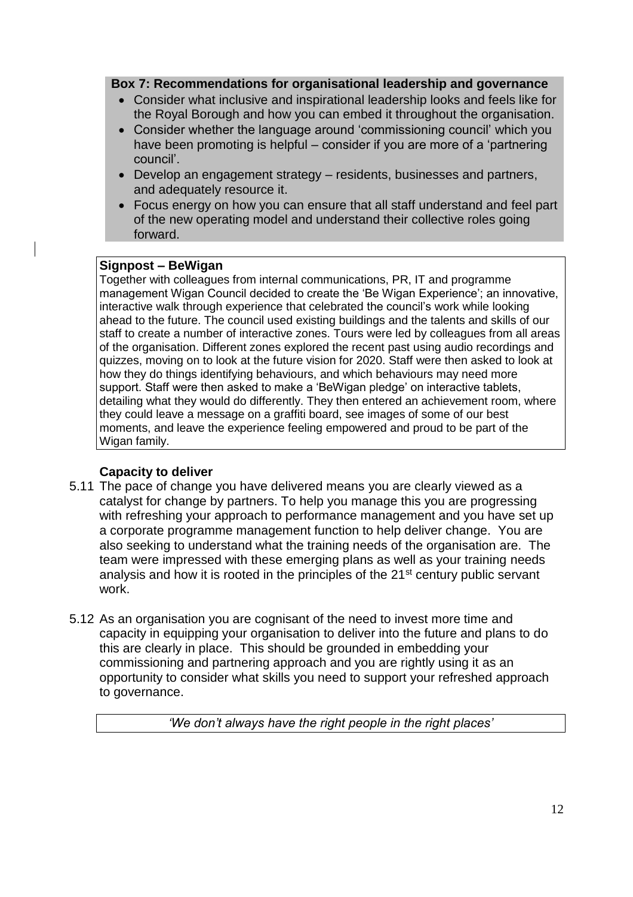**Box 7: Recommendations for organisational leadership and governance**

- Consider what inclusive and inspirational leadership looks and feels like for the Royal Borough and how you can embed it throughout the organisation.
- Consider whether the language around 'commissioning council' which you have been promoting is helpful – consider if you are more of a 'partnering council'.
- Develop an engagement strategy – residents, businesses and partners, and adequately resource it.
- Focus energy on how you can ensure that all staff understand and feel part of the new operating model and understand their collective roles going forward.

**Signpost – BeWigan**

Together with colleagues from internal communications, PR, IT and programme management Wigan Council decided to create the 'Be Wigan Experience'; an innovative, interactive walk through experience that celebrated the council's work while looking ahead to the future. The council used existing buildings and the talents and skills of our staff to create a number of interactive zones. Tours were led by colleagues from all areas of the organisation. Different zones explored the recent past using audio recordings and quizzes, moving on to look at the future vision for 2020. Staff were then asked to look at how they do things identifying behaviours, and which behaviours may need more support. Staff were then asked to make a 'BeWigan pledge' on interactive tablets, detailing what they would do differently. They then entered an achievement room, where they could leave a message on a graffiti board, see images of some of our best moments, and leave the experience feeling empowered and proud to be part of the Wigan family.

**Capacity to deliver**

5.11 The pace of change you have delivered means you are clearly viewed as a catalyst for change by partners. To help you manage this you are progressing with refreshing your approach to performance management and you have set up a corporate programme management function to help deliver change. You are also seeking to understand what the training needs of the organisation are. The team were impressed with these emerging plans as well as your training needs analysis and how it is rooted in the principles of the 21st century public servant work.

5.12 As an organisation you are cognisant of the need to invest more time and capacity in equipping your organisation to deliver into the future and plans to do this are clearly in place. This should be grounded in embedding your commissioning and partnering approach and you are rightly using it as an opportunity to consider what skills you need to support your refreshed approach to governance.

*'We don't always have the right people in the right places'*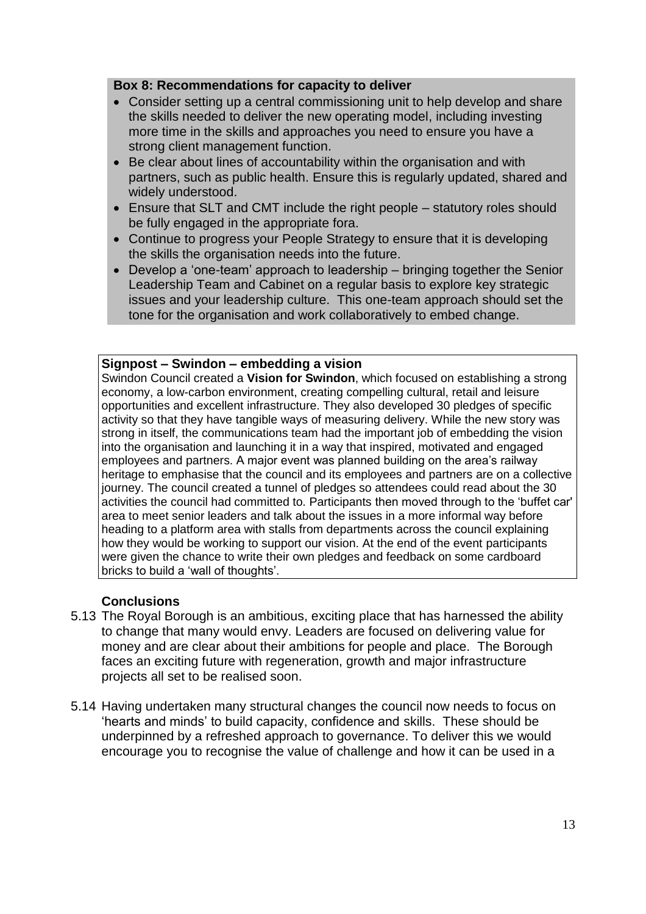**Box 8: Recommendations for capacity to deliver**

- Consider setting up a central commissioning unit to help develop and share the skills needed to deliver the new operating model, including investing more time in the skills and approaches you need to ensure you have a strong client management function.
- Be clear about lines of accountability within the organisation and with partners, such as public health. Ensure this is regularly updated, shared and widely understood.
- Ensure that SLT and CMT include the right people – statutory roles should be fully engaged in the appropriate fora.
- Continue to progress your People Strategy to ensure that it is developing the skills the organisation needs into the future.
- Develop a 'one-team' approach to leadership – bringing together the Senior Leadership Team and Cabinet on a regular basis to explore key strategic issues and your leadership culture. This one-team approach should set the tone for the organisation and work collaboratively to embed change.

**Signpost – Swindon – embedding a vision**

Swindon Council created a **Vision for Swindon**, which focused on establishing a strong economy, a low-carbon environment, creating compelling cultural, retail and leisure opportunities and excellent infrastructure. They also developed 30 pledges of specific activity so that they have tangible ways of measuring delivery. While the new story was strong in itself, the communications team had the important job of embedding the vision into the organisation and launching it in a way that inspired, motivated and engaged employees and partners. A major event was planned building on the area's railway heritage to emphasise that the council and its employees and partners are on a collective journey. The council created a tunnel of pledges so attendees could read about the 30 activities the council had committed to. Participants then moved through to the 'buffet car' area to meet senior leaders and talk about the issues in a more informal way before heading to a platform area with stalls from departments across the council explaining how they would be working to support our vision. At the end of the event participants were given the chance to write their own pledges and feedback on some cardboard bricks to build a 'wall of thoughts'.

**Conclusions**

5.13 The Royal Borough is an ambitious, exciting place that has harnessed the ability to change that many would envy. Leaders are focused on delivering value for money and are clear about their ambitions for people and place. The Borough faces an exciting future with regeneration, growth and major infrastructure projects all set to be realised soon.

5.14 Having undertaken many structural changes the council now needs to focus on 'hearts and minds' to build capacity, confidence and skills. These should be underpinned by a refreshed approach to governance. To deliver this we would encourage you to recognise the value of challenge and how it can be used in a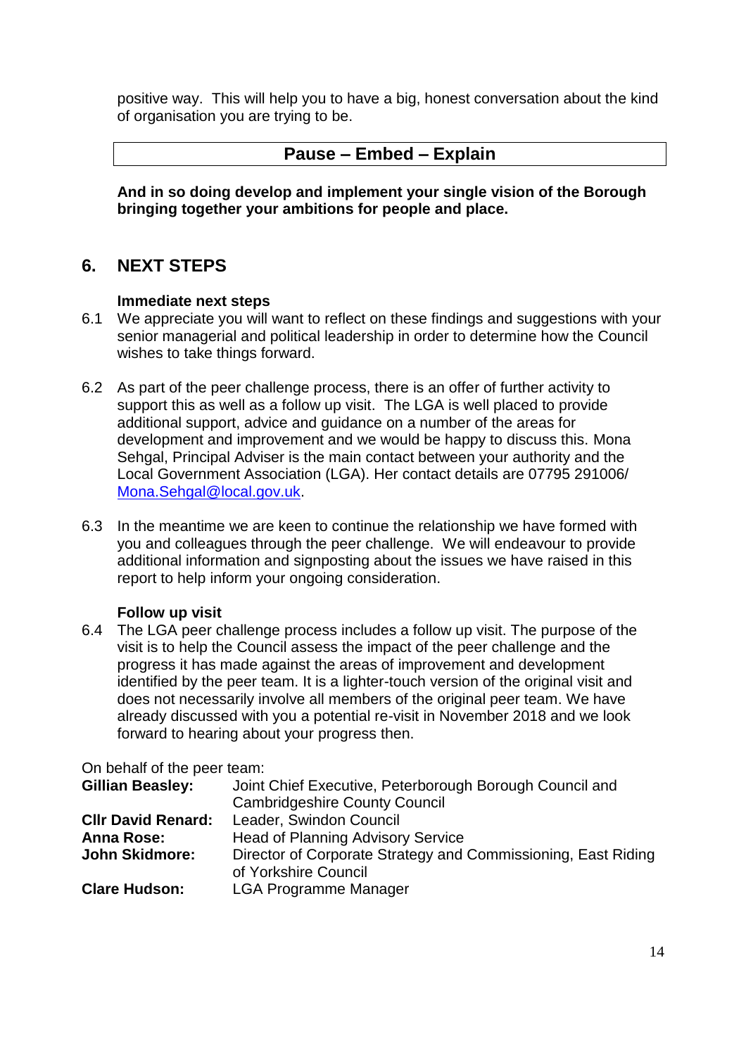positive way. This will help you to have a big, honest conversation about the kind of organisation you are trying to be.

| Pause – Embed – Explain |
|---|

**And in so doing develop and implement your single vision of the Borough bringing together your ambitions for people and place.**

## 6. NEXT STEPS

**Immediate next steps**

6.1 We appreciate you will want to reflect on these findings and suggestions with your senior managerial and political leadership in order to determine how the Council wishes to take things forward.

6.2 As part of the peer challenge process, there is an offer of further activity to support this as well as a follow up visit. The LGA is well placed to provide additional support, advice and guidance on a number of the areas for development and improvement and we would be happy to discuss this. Mona Sehgal, Principal Adviser is the main contact between your authority and the Local Government Association (LGA). Her contact details are 07795 291006/ Mona.Sehgal@local.gov.uk.

6.3 In the meantime we are keen to continue the relationship we have formed with you and colleagues through the peer challenge. We will endeavour to provide additional information and signposting about the issues we have raised in this report to help inform your ongoing consideration.

**Follow up visit**

6.4 The LGA peer challenge process includes a follow up visit. The purpose of the visit is to help the Council assess the impact of the peer challenge and the progress it has made against the areas of improvement and development identified by the peer team. It is a lighter-touch version of the original visit and does not necessarily involve all members of the original peer team. We have already discussed with you a potential re-visit in November 2018 and we look forward to hearing about your progress then.

On behalf of the peer team:

| | |
|---|---|
| **Gillian Beasley:** | Joint Chief Executive, Peterborough Borough Council and Cambridgeshire County Council |
| **Cllr David Renard:** | Leader, Swindon Council |
| **Anna Rose:** | Head of Planning Advisory Service |
| **John Skidmore:** | Director of Corporate Strategy and Commissioning, East Riding of Yorkshire Council |
| **Clare Hudson:** | LGA Programme Manager |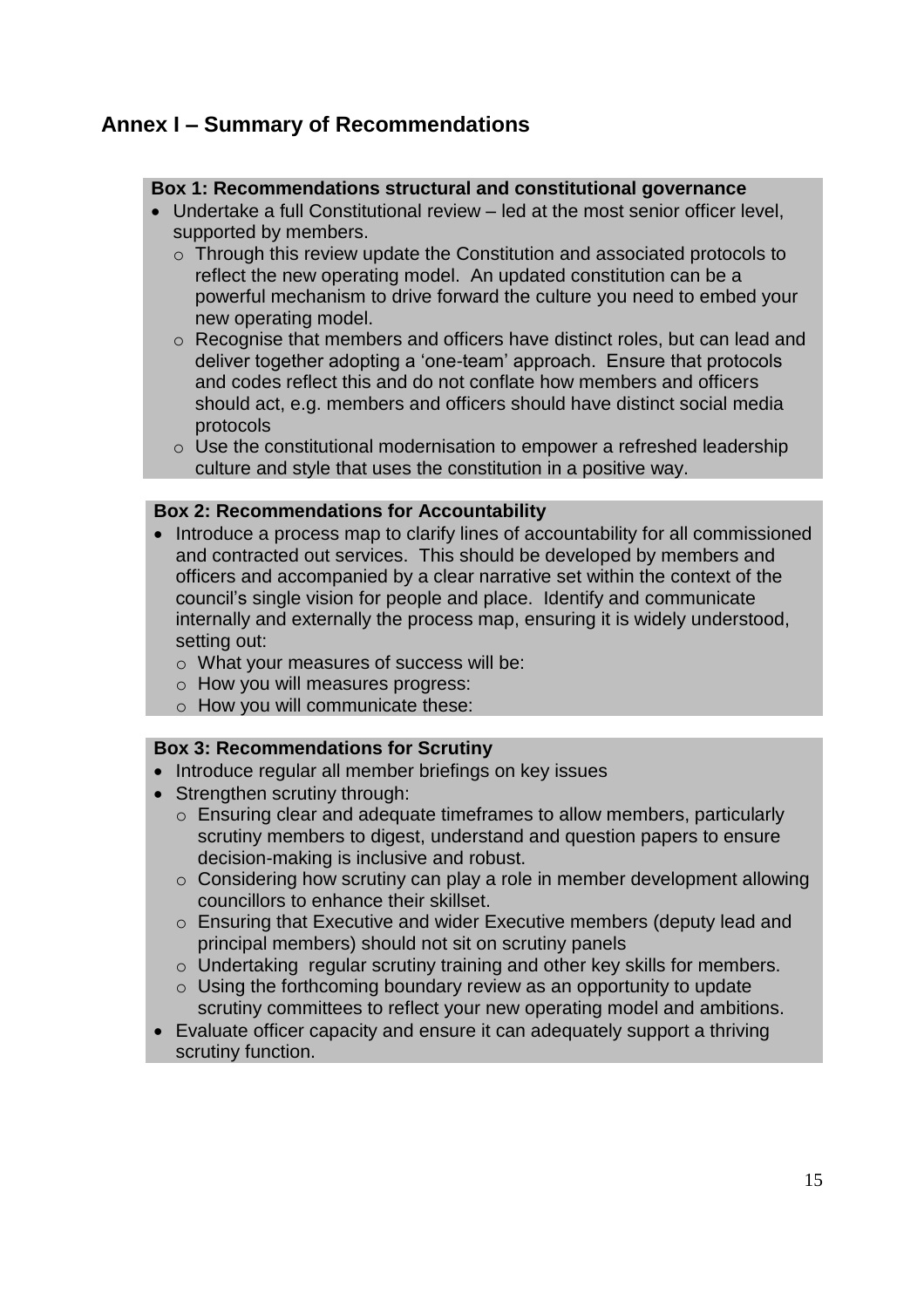## Annex I – Summary of Recommendations

**Box 1: Recommendations structural and constitutional governance**

- Undertake a full Constitutional review – led at the most senior officer level, supported by members.
  - Through this review update the Constitution and associated protocols to reflect the new operating model. An updated constitution can be a powerful mechanism to drive forward the culture you need to embed your new operating model.
  - Recognise that members and officers have distinct roles, but can lead and deliver together adopting a 'one-team' approach. Ensure that protocols and codes reflect this and do not conflate how members and officers should act, e.g. members and officers should have distinct social media protocols
  - Use the constitutional modernisation to empower a refreshed leadership culture and style that uses the constitution in a positive way.

**Box 2: Recommendations for Accountability**

- Introduce a process map to clarify lines of accountability for all commissioned and contracted out services. This should be developed by members and officers and accompanied by a clear narrative set within the context of the council's single vision for people and place. Identify and communicate internally and externally the process map, ensuring it is widely understood, setting out:
  - What your measures of success will be:
  - How you will measures progress:
  - How you will communicate these:

**Box 3: Recommendations for Scrutiny**

- Introduce regular all member briefings on key issues
- Strengthen scrutiny through:
  - Ensuring clear and adequate timeframes to allow members, particularly scrutiny members to digest, understand and question papers to ensure decision-making is inclusive and robust.
  - Considering how scrutiny can play a role in member development allowing councillors to enhance their skillset.
  - Ensuring that Executive and wider Executive members (deputy lead and principal members) should not sit on scrutiny panels
  - Undertaking regular scrutiny training and other key skills for members.
  - Using the forthcoming boundary review as an opportunity to update scrutiny committees to reflect your new operating model and ambitions.
- Evaluate officer capacity and ensure it can adequately support a thriving scrutiny function.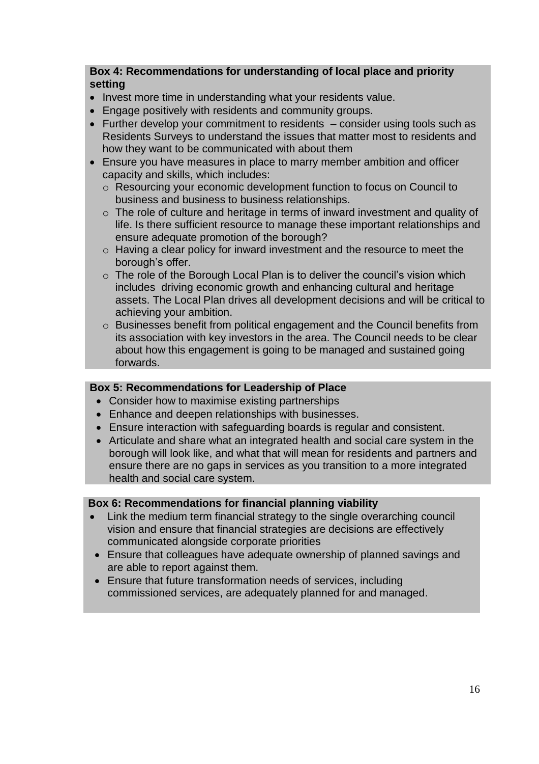**Box 4: Recommendations for understanding of local place and priority setting**

- Invest more time in understanding what your residents value.
- Engage positively with residents and community groups.
- Further develop your commitment to residents – consider using tools such as Residents Surveys to understand the issues that matter most to residents and how they want to be communicated with about them
- Ensure you have measures in place to marry member ambition and officer capacity and skills, which includes:
  - Resourcing your economic development function to focus on Council to business and business to business relationships.
  - The role of culture and heritage in terms of inward investment and quality of life. Is there sufficient resource to manage these important relationships and ensure adequate promotion of the borough?
  - Having a clear policy for inward investment and the resource to meet the borough's offer.
  - The role of the Borough Local Plan is to deliver the council's vision which includes driving economic growth and enhancing cultural and heritage assets. The Local Plan drives all development decisions and will be critical to achieving your ambition.
  - Businesses benefit from political engagement and the Council benefits from its association with key investors in the area. The Council needs to be clear about how this engagement is going to be managed and sustained going forwards.

**Box 5: Recommendations for Leadership of Place**

- Consider how to maximise existing partnerships
- Enhance and deepen relationships with businesses.
- Ensure interaction with safeguarding boards is regular and consistent.
- Articulate and share what an integrated health and social care system in the borough will look like, and what that will mean for residents and partners and ensure there are no gaps in services as you transition to a more integrated health and social care system.

**Box 6: Recommendations for financial planning viability**

- Link the medium term financial strategy to the single overarching council vision and ensure that financial strategies are decisions are effectively communicated alongside corporate priorities
- Ensure that colleagues have adequate ownership of planned savings and are able to report against them.
- Ensure that future transformation needs of services, including commissioned services, are adequately planned for and managed.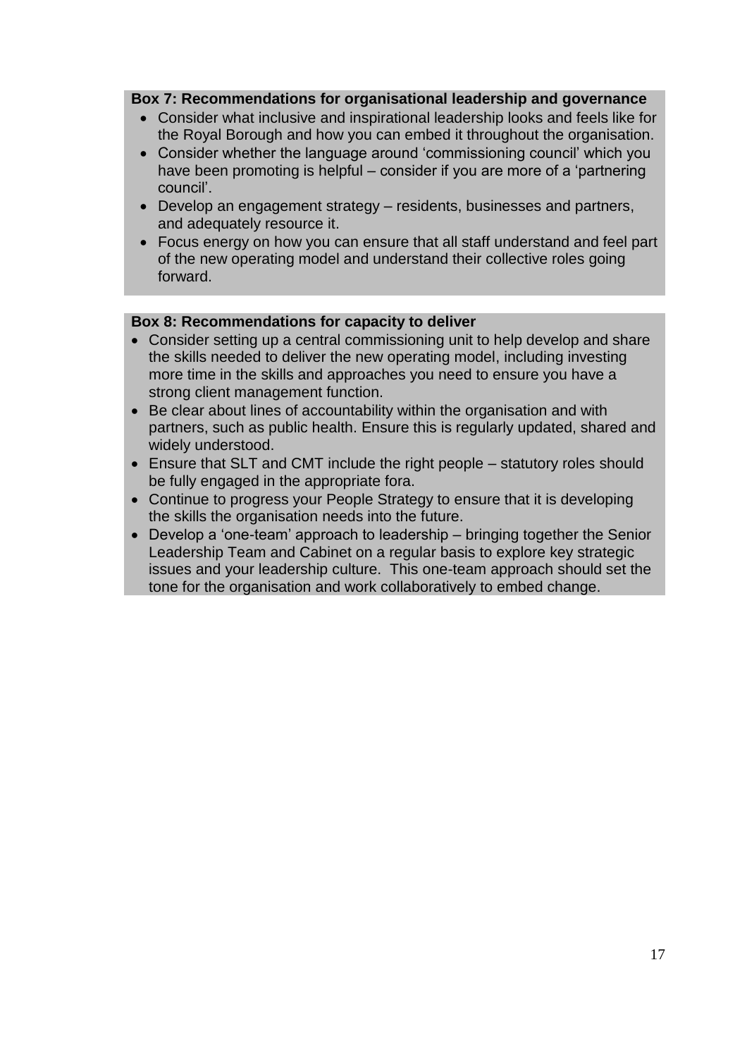**Box 7: Recommendations for organisational leadership and governance**

- Consider what inclusive and inspirational leadership looks and feels like for the Royal Borough and how you can embed it throughout the organisation.
- Consider whether the language around 'commissioning council' which you have been promoting is helpful – consider if you are more of a 'partnering council'.
- Develop an engagement strategy – residents, businesses and partners, and adequately resource it.
- Focus energy on how you can ensure that all staff understand and feel part of the new operating model and understand their collective roles going forward.

**Box 8: Recommendations for capacity to deliver**

- Consider setting up a central commissioning unit to help develop and share the skills needed to deliver the new operating model, including investing more time in the skills and approaches you need to ensure you have a strong client management function.
- Be clear about lines of accountability within the organisation and with partners, such as public health. Ensure this is regularly updated, shared and widely understood.
- Ensure that SLT and CMT include the right people – statutory roles should be fully engaged in the appropriate fora.
- Continue to progress your People Strategy to ensure that it is developing the skills the organisation needs into the future.
- Develop a 'one-team' approach to leadership – bringing together the Senior Leadership Team and Cabinet on a regular basis to explore key strategic issues and your leadership culture. This one-team approach should set the tone for the organisation and work collaboratively to embed change.